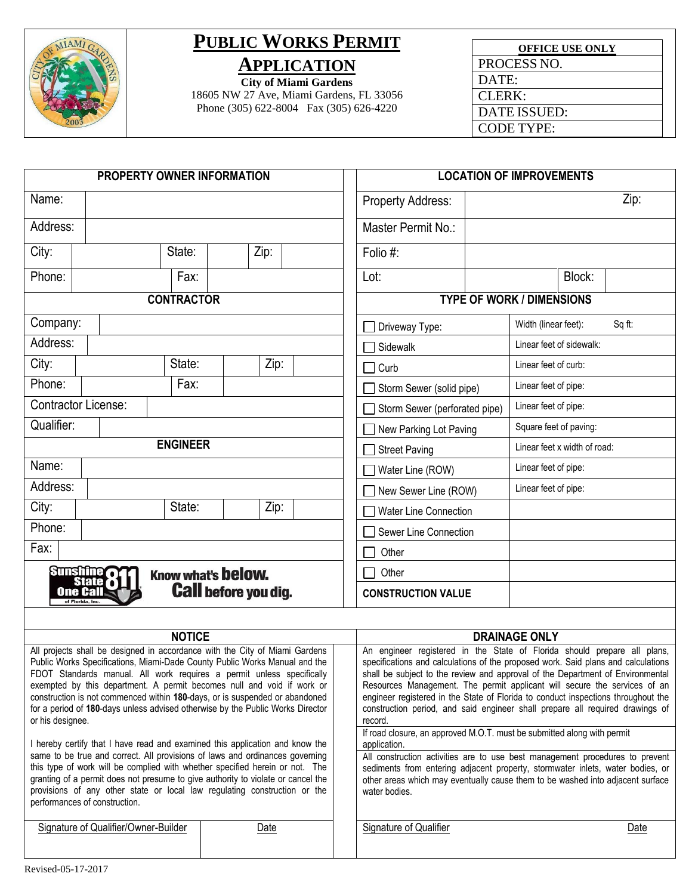# PUBLIC WORKS PERMIT APPLICATION

**City of Miami Gardens**
18605 NW 27 Ave, Miami Gardens, FL 33056
Phone (305) 622-8004 Fax (305) 626-4220

| OFFICE USE ONLY |
|---|
| PROCESS NO. |
| DATE: |
| CLERK: |
| DATE ISSUED: |
| CODE TYPE: |

## PROPERTY OWNER INFORMATION

| | | | | | |
|---|---|---|---|---|---|
| Name: | | | | | |
| Address: | | | | | |
| City: | | State: | | Zip: | |
| Phone: | | Fax: | | | |

## CONTRACTOR

| | | | | | |
|---|---|---|---|---|---|
| Company: | | | | | |
| Address: | | | | | |
| City: | | State: | | Zip: | |
| Phone: | | Fax: | | | |
| Contractor License: | | | | | |
| Qualifier: | | | | | |

## ENGINEER

| | | | | | |
|---|---|---|---|---|---|
| Name: | | | | | |
| Address: | | | | | |
| City: | | State: | | Zip: | |
| Phone: | | | | | |
| Fax: | | | | | |

Sunshine State One Call of Florida, Inc. 811 — Know what's **below.** **Call** before you dig.

## LOCATION OF IMPROVEMENTS

| | | | |
|---|---|---|---|
| Property Address: | | Zip: | |
| Master Permit No.: | | | |
| Folio #: | | | |
| Lot: | | Block: | |

## TYPE OF WORK / DIMENSIONS

| | |
|---|---|
| ☐ Driveway Type: | Width (linear feet): Sq ft: |
| ☐ Sidewalk | Linear feet of sidewalk: |
| ☐ Curb | Linear feet of curb: |
| ☐ Storm Sewer (solid pipe) | Linear feet of pipe: |
| ☐ Storm Sewer (perforated pipe) | Linear feet of pipe: |
| ☐ New Parking Lot Paving | Square feet of paving: |
| ☐ Street Paving | Linear feet x width of road: |
| ☐ Water Line (ROW) | Linear feet of pipe: |
| ☐ New Sewer Line (ROW) | Linear feet of pipe: |
| ☐ Water Line Connection | |
| ☐ Sewer Line Connection | |
| ☐ Other | |
| ☐ Other | |
| **CONSTRUCTION VALUE** | |

## NOTICE

All projects shall be designed in accordance with the City of Miami Gardens Public Works Specifications, Miami-Dade County Public Works Manual and the FDOT Standards manual. All work requires a permit unless specifically exempted by this department. A permit becomes null and void if work or construction is not commenced within **180**-days, or is suspended or abandoned for a period of **180**-days unless advised otherwise by the Public Works Director or his designee.

I hereby certify that I have read and examined this application and know the same to be true and correct. All provisions of laws and ordinances governing this type of work will be complied with whether specified herein or not. The granting of a permit does not presume to give authority to violate or cancel the provisions of any other state or local law regulating construction or the performances of construction.

| Signature of Qualifier/Owner-Builder | Date |
|---|---|
| | |

## DRAINAGE ONLY

An engineer registered in the State of Florida should prepare all plans, specifications and calculations of the proposed work. Said plans and calculations shall be subject to the review and approval of the Department of Environmental Resources Management. The permit applicant will secure the services of an engineer registered in the State of Florida to conduct inspections throughout the construction period, and said engineer shall prepare all required drawings of record.

If road closure, an approved M.O.T. must be submitted along with permit application.

All construction activities are to use best management procedures to prevent sediments from entering adjacent property, stormwater inlets, water bodies, or other areas which may eventually cause them to be washed into adjacent surface water bodies.

| Signature of Qualifier | Date |
|---|---|
| | |

Revised-05-17-2017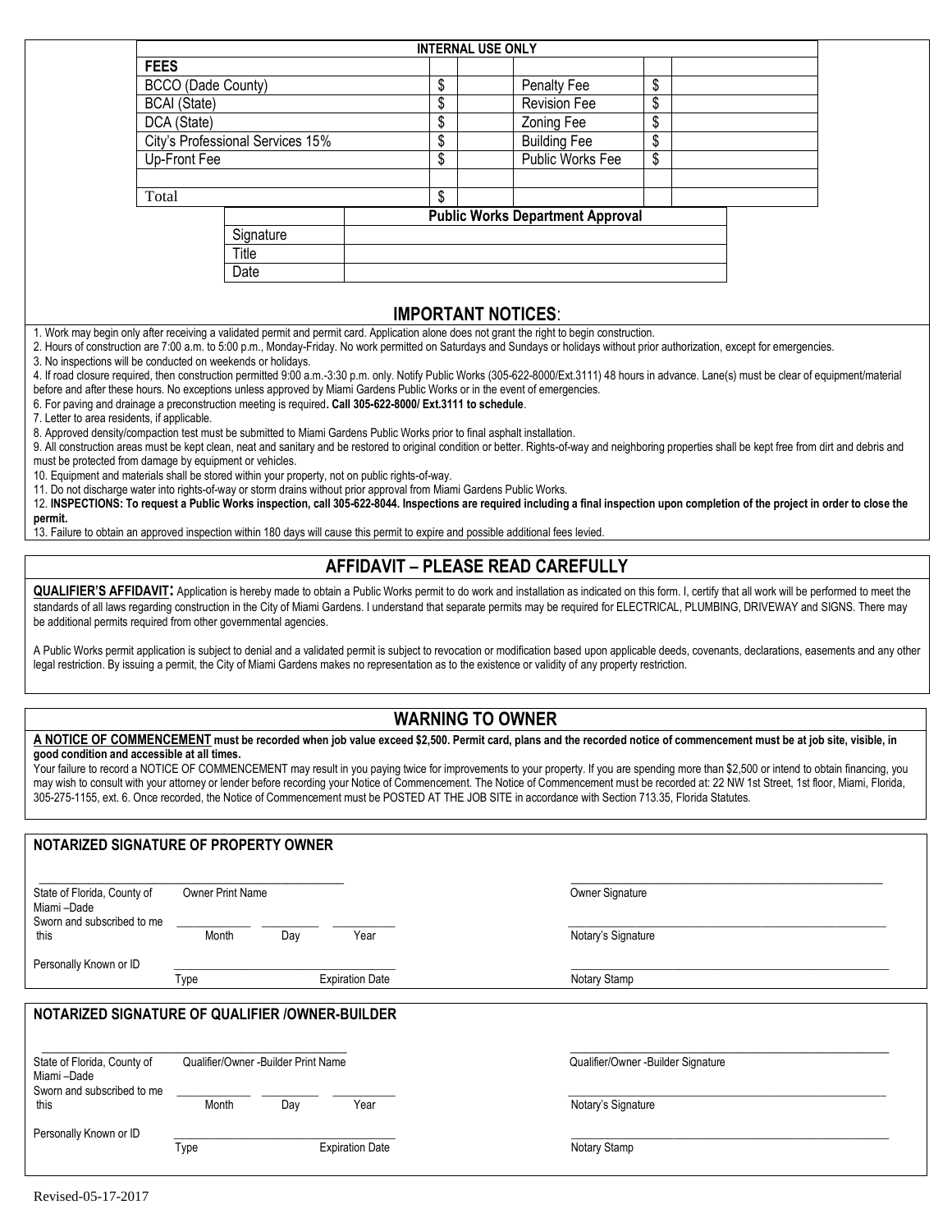**INTERNAL USE ONLY**

| FEES | | | | | |
|---|---|---|---|---|---|
| BCCO (Dade County) | $ | | Penalty Fee | $ | |
| BCAI (State) | $ | | Revision Fee | $ | |
| DCA (State) | $ | | Zoning Fee | $ | |
| City's Professional Services 15% | $ | | Building Fee | $ | |
| Up-Front Fee | $ | | Public Works Fee | $ | |
| | | | | | |
| Total | $ | | | | |

| | Public Works Department Approval |
|---|---|
| Signature | |
| Title | |
| Date | |

## IMPORTANT NOTICES:

1. Work may begin only after receiving a validated permit and permit card. Application alone does not grant the right to begin construction.
2. Hours of construction are 7:00 a.m. to 5:00 p.m., Monday-Friday. No work permitted on Saturdays and Sundays or holidays without prior authorization, except for emergencies.
3. No inspections will be conducted on weekends or holidays.
4. If road closure required, then construction permitted 9:00 a.m.-3:30 p.m. only. Notify Public Works (305-622-8000/Ext.3111) 48 hours in advance. Lane(s) must be clear of equipment/material before and after these hours. No exceptions unless approved by Miami Gardens Public Works or in the event of emergencies.
6. For paving and drainage a preconstruction meeting is required**. Call 305-622-8000/ Ext.3111 to schedule**.
7. Letter to area residents, if applicable.
8. Approved density/compaction test must be submitted to Miami Gardens Public Works prior to final asphalt installation.
9. All construction areas must be kept clean, neat and sanitary and be restored to original condition or better. Rights-of-way and neighboring properties shall be kept free from dirt and debris and must be protected from damage by equipment or vehicles.
10. Equipment and materials shall be stored within your property, not on public rights-of-way.
11. Do not discharge water into rights-of-way or storm drains without prior approval from Miami Gardens Public Works.
12. **INSPECTIONS: To request a Public Works inspection, call 305-622-8044. Inspections are required including a final inspection upon completion of the project in order to close the permit.**
13. Failure to obtain an approved inspection within 180 days will cause this permit to expire and possible additional fees levied.

## AFFIDAVIT – PLEASE READ CAREFULLY

**QUALIFIER'S AFFIDAVIT:** Application is hereby made to obtain a Public Works permit to do work and installation as indicated on this form. I, certify that all work will be performed to meet the standards of all laws regarding construction in the City of Miami Gardens. I understand that separate permits may be required for ELECTRICAL, PLUMBING, DRIVEWAY and SIGNS. There may be additional permits required from other governmental agencies.

A Public Works permit application is subject to denial and a validated permit is subject to revocation or modification based upon applicable deeds, covenants, declarations, easements and any other legal restriction. By issuing a permit, the City of Miami Gardens makes no representation as to the existence or validity of any property restriction.

## WARNING TO OWNER

**A NOTICE OF COMMENCEMENT must be recorded when job value exceed $2,500. Permit card, plans and the recorded notice of commencement must be at job site, visible, in good condition and accessible at all times.**

Your failure to record a NOTICE OF COMMENCEMENT may result in you paying twice for improvements to your property. If you are spending more than $2,500 or intend to obtain financing, you may wish to consult with your attorney or lender before recording your Notice of Commencement. The Notice of Commencement must be recorded at: 22 NW 1st Street, 1st floor, Miami, Florida, 305-275-1155, ext. 6. Once recorded, the Notice of Commencement must be POSTED AT THE JOB SITE in accordance with Section 713.35, Florida Statutes.

### NOTARIZED SIGNATURE OF PROPERTY OWNER

State of Florida, County of Miami –Dade

Owner Print Name: ______________________ Owner Signature: ______________________

Sworn and subscribed to me this ________ Month ________ Day ________ Year

Notary's Signature: ______________________

Personally Known or ID ______________________ Type ______________________ Expiration Date

Notary Stamp: ______________________

### NOTARIZED SIGNATURE OF QUALIFIER /OWNER-BUILDER

State of Florida, County of Miami –Dade

Qualifier/Owner -Builder Print Name: ______________________ Qualifier/Owner -Builder Signature: ______________________

Sworn and subscribed to me this ________ Month ________ Day ________ Year

Notary's Signature: ______________________

Personally Known or ID ______________________ Type ______________________ Expiration Date

Notary Stamp: ______________________

Revised-05-17-2017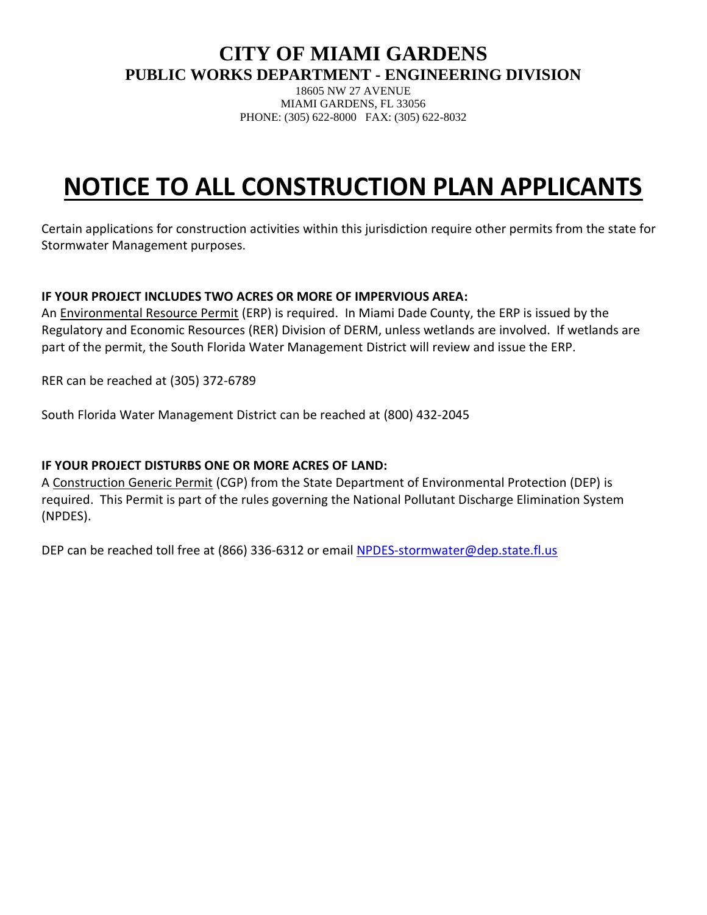# CITY OF MIAMI GARDENS

## PUBLIC WORKS DEPARTMENT - ENGINEERING DIVISION

18605 NW 27 AVENUE
MIAMI GARDENS, FL 33056
PHONE: (305) 622-8000 FAX: (305) 622-8032

# NOTICE TO ALL CONSTRUCTION PLAN APPLICANTS

Certain applications for construction activities within this jurisdiction require other permits from the state for Stormwater Management purposes.

**IF YOUR PROJECT INCLUDES TWO ACRES OR MORE OF IMPERVIOUS AREA:**

An Environmental Resource Permit (ERP) is required. In Miami Dade County, the ERP is issued by the Regulatory and Economic Resources (RER) Division of DERM, unless wetlands are involved. If wetlands are part of the permit, the South Florida Water Management District will review and issue the ERP.

RER can be reached at (305) 372-6789

South Florida Water Management District can be reached at (800) 432-2045

**IF YOUR PROJECT DISTURBS ONE OR MORE ACRES OF LAND:**

A Construction Generic Permit (CGP) from the State Department of Environmental Protection (DEP) is required. This Permit is part of the rules governing the National Pollutant Discharge Elimination System (NPDES).

DEP can be reached toll free at (866) 336-6312 or email NPDES-stormwater@dep.state.fl.us